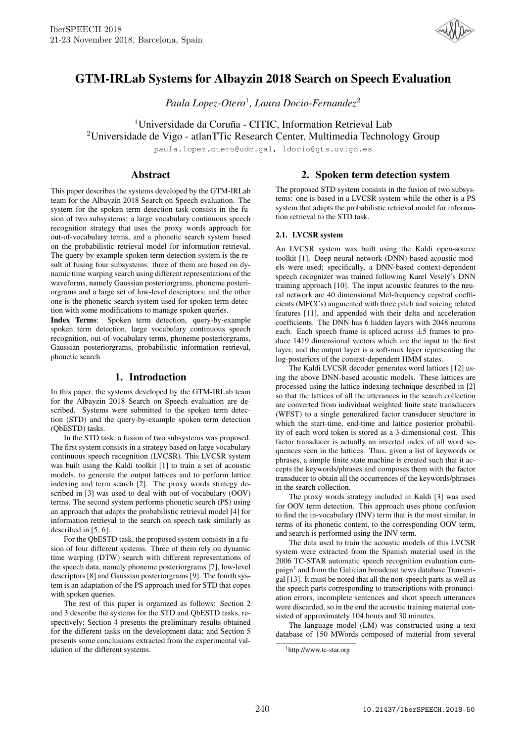# GTM-IRLab Systems for Albayzin 2018 Search on Speech Evaluation

*Paula Lopez-Otero*[1], *Laura Docio-Fernandez*[2]

[1]Universidade da Coruña - CITIC, Information Retrieval Lab
[2]Universidade de Vigo - atlanTTic Research Center, Multimedia Technology Group

paula.lopez.otero@udc.gal, ldocio@gts.uvigo.es

## Abstract

This paper describes the systems developed by the GTM-IRLab team for the Albayzin 2018 Search on Speech evaluation. The system for the spoken term detection task consists in the fusion of two subsystems: a large vocabulary continuous speech recognition strategy that uses the proxy words approach for out-of-vocabulary terms, and a phonetic search system based on the probabilistic retrieval model for information retrieval. The query-by-example spoken term detection system is the result of fusing four subsystems: three of them are based on dynamic time warping search using different representations of the waveforms, namely Gaussian posteriorgrams, phoneme posteriorgrams and a large set of low-level descriptors; and the other one is the phonetic search system used for spoken term detection with some modifications to manage spoken queries.

**Index Terms**: Spoken term detection, query-by-example spoken term detection, large vocabulary continuous speech recognition, out-of-vocabulary terms, phoneme posteriorgrams, Gaussian posteriorgrams, probabilistic information retrieval, phonetic search

## 1. Introduction

In this paper, the systems developed by the GTM-IRLab team for the Albayzin 2018 Search on Speech evaluation are described. Systems were submitted to the spoken term detection (STD) and the query-by-example spoken term detection (QbESTD) tasks.

In the STD task, a fusion of two subsystems was proposed. The first system consists in a strategy based on large vocabulary continuous speech recognition (LVCSR). This LVCSR system was built using the Kaldi toolkit [1] to train a set of acoustic models, to generate the output lattices and to perform lattice indexing and term search [2]. The proxy words strategy described in [3] was used to deal with out-of-vocabulary (OOV) terms. The second system performs phonetic search (PS) using an approach that adapts the probabilistic retrieval model [4] for information retrieval to the search on speech task similarly as described in [5, 6].

For the QbESTD task, the proposed system consists in a fusion of four different systems. Three of them rely on dynamic time warping (DTW) search with different representations of the speech data, namely phoneme posteriorgrams [7], low-level descriptors [8] and Gaussian posteriorgrams [9]. The fourth system is an adaptation of the PS approach used for STD that copes with spoken queries.

The rest of this paper is organized as follows: Section 2 and 3 describe the systems for the STD and QbESTD tasks, respectively; Section 4 presents the preliminary results obtained for the different tasks on the development data; and Section 5 presents some conclusions extracted from the experimental validation of the different systems.

## 2. Spoken term detection system

The proposed STD system consists in the fusion of two subsystems: one is based in a LVCSR system while the other is a PS system that adapts the probabilistic retrieval model for information retrieval to the STD task.

### 2.1. LVCSR system

An LVCSR system was built using the Kaldi open-source toolkit [1]. Deep neural network (DNN) based acoustic models were used; specifically, a DNN-based context-dependent speech recognizer was trained following Karel Veselý's DNN training approach [10]. The input acoustic features to the neural network are 40 dimensional Mel-frequency cepstral coefficients (MFCCs) augmented with three pitch and voicing related features [11], and appended with their delta and acceleration coefficients. The DNN has 6 hidden layers with 2048 neurons each. Each speech frame is spliced across $\pm 5$ frames to produce 1419 dimensional vectors which are the input to the first layer, and the output layer is a soft-max layer representing the log-posteriors of the context-dependent HMM states.

The Kaldi LVCSR decoder generates word lattices [12] using the above DNN-based acoustic models. These lattices are processed using the lattice indexing technique described in [2] so that the lattices of all the utterances in the search collection are converted from individual weighted finite state transducers (WFST) to a single generalized factor transducer structure in which the start-time, end-time and lattice posterior probability of each word token is stored as a 3-dimensional cost. This factor transducer is actually an inverted index of all word sequences seen in the lattices. Thus, given a list of keywords or phrases, a simple finite state machine is created such that it accepts the keywords/phrases and composes them with the factor transducer to obtain all the occurrences of the keywords/phrases in the search collection.

The proxy words strategy included in Kaldi [3] was used for OOV term detection. This approach uses phone confusion to find the in-vocabulary (INV) term that is the most similar, in terms of its phonetic content, to the corresponding OOV term, and search is performed using the INV term.

The data used to train the acoustic models of this LVCSR system were extracted from the Spanish material used in the 2006 TC-STAR automatic speech recognition evaluation campaign[1] and from the Galician broadcast news database Transcrigal [13]. It must be noted that all the non-speech parts as well as the speech parts corresponding to transcriptions with pronunciation errors, incomplete sentences and short speech utterances were discarded, so in the end the acoustic training material consisted of approximately 104 hours and 30 minutes.

The language model (LM) was constructed using a text database of 150 MWords composed of material from several

[1]http://www.tc-star.org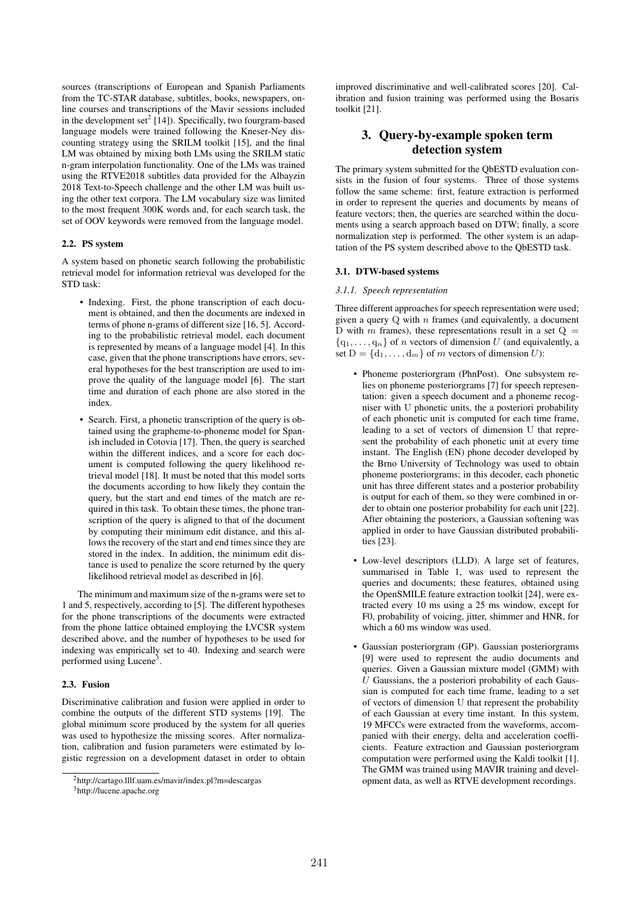sources (transcriptions of European and Spanish Parliaments from the TC-STAR database, subtitles, books, newspapers, online courses and transcriptions of the Mavir sessions included in the development set[2] [14]). Specifically, two fourgram-based language models were trained following the Kneser-Ney discounting strategy using the SRILM toolkit [15], and the final LM was obtained by mixing both LMs using the SRILM static n-gram interpolation functionality. One of the LMs was trained using the RTVE2018 subtitles data provided for the Albayzin 2018 Text-to-Speech challenge and the other LM was built using the other text corpora. The LM vocabulary size was limited to the most frequent 300K words and, for each search task, the set of OOV keywords were removed from the language model.

### 2.2. PS system

A system based on phonetic search following the probabilistic retrieval model for information retrieval was developed for the STD task:

- Indexing. First, the phone transcription of each document is obtained, and then the documents are indexed in terms of phone n-grams of different size [16, 5]. According to the probabilistic retrieval model, each document is represented by means of a language model [4]. In this case, given that the phone transcriptions have errors, several hypotheses for the best transcription are used to improve the quality of the language model [6]. The start time and duration of each phone are also stored in the index.
- Search. First, a phonetic transcription of the query is obtained using the grapheme-to-phoneme model for Spanish included in Cotovia [17]. Then, the query is searched within the different indices, and a score for each document is computed following the query likelihood retrieval model [18]. It must be noted that this model sorts the documents according to how likely they contain the query, but the start and end times of the match are required in this task. To obtain these times, the phone transcription of the query is aligned to that of the document by computing their minimum edit distance, and this allows the recovery of the start and end times since they are stored in the index. In addition, the minimum edit distance is used to penalize the score returned by the query likelihood retrieval model as described in [6].

The minimum and maximum size of the n-grams were set to 1 and 5, respectively, according to [5]. The different hypotheses for the phone transcriptions of the documents were extracted from the phone lattice obtained employing the LVCSR system described above, and the number of hypotheses to be used for indexing was empirically set to 40. Indexing and search were performed using Lucene[3].

### 2.3. Fusion

Discriminative calibration and fusion were applied in order to combine the outputs of the different STD systems [19]. The global minimum score produced by the system for all queries was used to hypothesize the missing scores. After normalization, calibration and fusion parameters were estimated by logistic regression on a development dataset in order to obtain improved discriminative and well-calibrated scores [20]. Calibration and fusion training was performed using the Bosaris toolkit [21].

## 3. Query-by-example spoken term detection system

The primary system submitted for the QbESTD evaluation consists in the fusion of four systems. Three of those systems follow the same scheme: first, feature extraction is performed in order to represent the queries and documents by means of feature vectors; then, the queries are searched within the documents using a search approach based on DTW; finally, a score normalization step is performed. The other system is an adaptation of the PS system described above to the QbESTD task.

### 3.1. DTW-based systems

#### 3.1.1. Speech representation

Three different approaches for speech representation were used; given a query Q with $n$ frames (and equivalently, a document D with $m$ frames), these representations result in a set $\mathrm{Q} = \{\mathrm{q}_1, \ldots, \mathrm{q}_n\}$ of $n$ vectors of dimension $U$ (and equivalently, a set $\mathrm{D} = \{\mathrm{d}_1, \ldots, \mathrm{d}_m\}$ of $m$ vectors of dimension $U$):

- Phoneme posteriorgram (PhnPost). One subsystem relies on phoneme posteriorgrams [7] for speech representation: given a speech document and a phoneme recogniser with U phonetic units, the a posteriori probability of each phonetic unit is computed for each time frame, leading to a set of vectors of dimension U that represent the probability of each phonetic unit at every time instant. The English (EN) phone decoder developed by the Brno University of Technology was used to obtain phoneme posteriorgrams; in this decoder, each phonetic unit has three different states and a posterior probability is output for each of them, so they were combined in order to obtain one posterior probability for each unit [22]. After obtaining the posteriors, a Gaussian softening was applied in order to have Gaussian distributed probabilities [23].
- Low-level descriptors (LLD). A large set of features, summarised in Table 1, was used to represent the queries and documents; these features, obtained using the OpenSMILE feature extraction toolkit [24], were extracted every 10 ms using a 25 ms window, except for F0, probability of voicing, jitter, shimmer and HNR, for which a 60 ms window was used.
- Gaussian posteriorgram (GP). Gaussian posteriorgrams [9] were used to represent the audio documents and queries. Given a Gaussian mixture model (GMM) with $U$ Gaussians, the a posteriori probability of each Gaussian is computed for each time frame, leading to a set of vectors of dimension U that represent the probability of each Gaussian at every time instant. In this system, 19 MFCCs were extracted from the waveforms, accompanied with their energy, delta and acceleration coefficients. Feature extraction and Gaussian posteriorgram computation were performed using the Kaldi toolkit [1]. The GMM was trained using MAVIR training and development data, as well as RTVE development recordings.

[2] http://cartago.lllf.uam.es/mavir/index.pl?m=descargas

[3] http://lucene.apache.org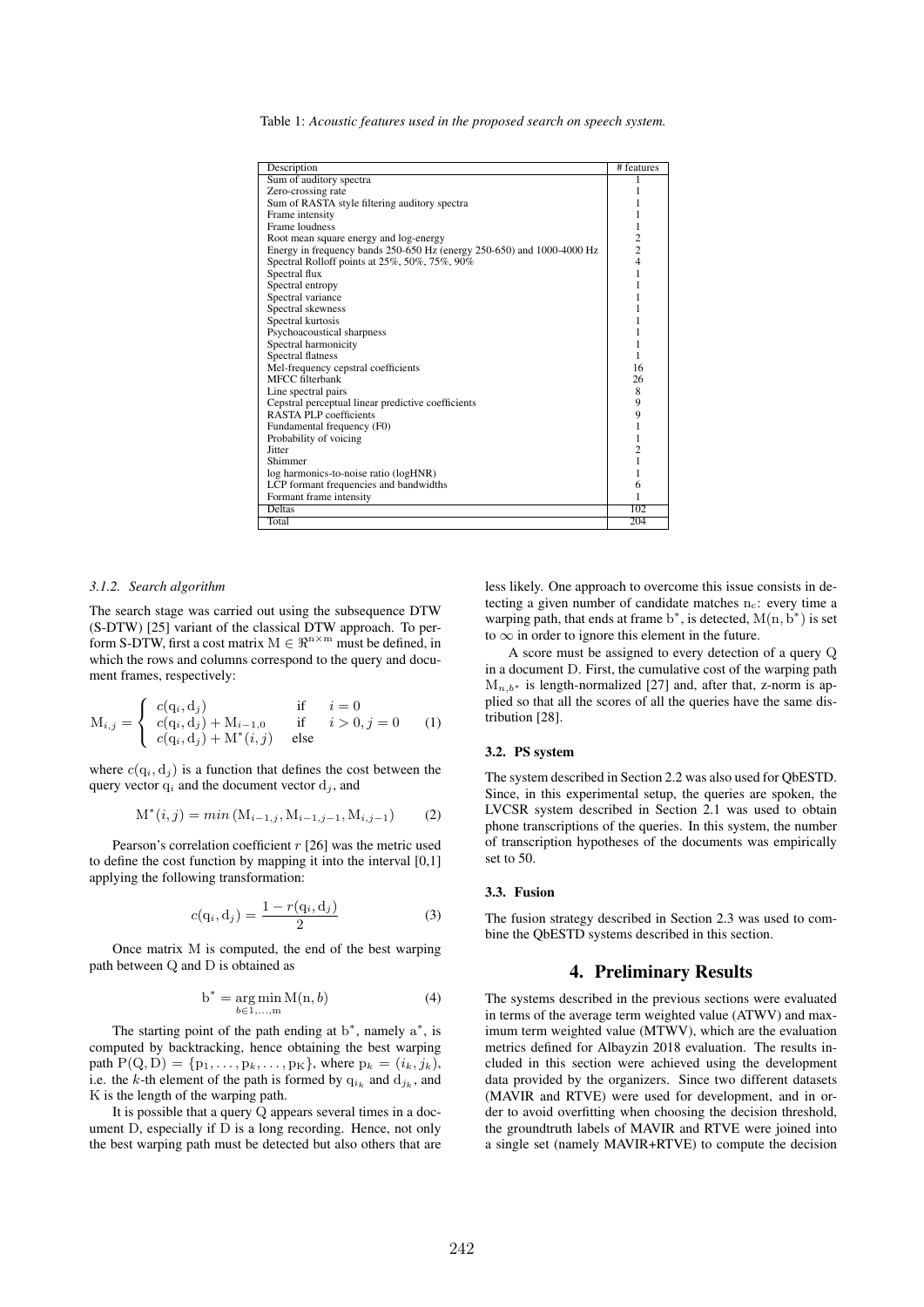Table 1: *Acoustic features used in the proposed search on speech system.*

| Description | # features |
|---|---|
| Sum of auditory spectra | 1 |
| Zero-crossing rate | 1 |
| Sum of RASTA style filtering auditory spectra | 1 |
| Frame intensity | 1 |
| Frame loudness | 1 |
| Root mean square energy and log-energy | 2 |
| Energy in frequency bands 250-650 Hz (energy 250-650) and 1000-4000 Hz | 2 |
| Spectral Rolloff points at 25%, 50%, 75%, 90% | 4 |
| Spectral flux | 1 |
| Spectral entropy | 1 |
| Spectral variance | 1 |
| Spectral skewness | 1 |
| Spectral kurtosis | 1 |
| Psychoacoustical sharpness | 1 |
| Spectral harmonicity | 1 |
| Spectral flatness | 1 |
| Mel-frequency cepstral coefficients | 16 |
| MFCC filterbank | 26 |
| Line spectral pairs | 8 |
| Cepstral perceptual linear predictive coefficients | 9 |
| RASTA PLP coefficients | 9 |
| Fundamental frequency (F0) | 1 |
| Probability of voicing | 1 |
| Jitter | 2 |
| Shimmer | 1 |
| log harmonics-to-noise ratio (logHNR) | 1 |
| LCP formant frequencies and bandwidths | 6 |
| Formant frame intensity | 1 |
| Deltas | 102 |
| Total | 204 |

#### 3.1.2. Search algorithm

The search stage was carried out using the subsequence DTW (S-DTW) [25] variant of the classical DTW approach. To perform S-DTW, first a cost matrix $\mathrm{M} \in \Re^{\mathrm{n}\times\mathrm{m}}$ must be defined, in which the rows and columns correspond to the query and document frames, respectively:

$$\mathrm{M}_{i,j} = \begin{cases} c(\mathrm{q}_i, \mathrm{d}_j) & \text{if} \quad i = 0 \\ c(\mathrm{q}_i, \mathrm{d}_j) + \mathrm{M}_{i-1,0} & \text{if} \quad i > 0, j = 0 \\ c(\mathrm{q}_i, \mathrm{d}_j) + \mathrm{M}^*(i,j) & \text{else} \end{cases} \tag{1}$$

where $c(\mathrm{q}_i, \mathrm{d}_j)$ is a function that defines the cost between the query vector $\mathrm{q}_i$ and the document vector $\mathrm{d}_j$, and

$$\mathrm{M}^*(i,j) = min\left(\mathrm{M}_{i-1,j}, \mathrm{M}_{i-1,j-1}, \mathrm{M}_{i,j-1}\right) \tag{2}$$

Pearson's correlation coefficient $r$ [26] was the metric used to define the cost function by mapping it into the interval [0,1] applying the following transformation:

$$c(\mathrm{q}_i, \mathrm{d}_j) = \frac{1 - r(\mathrm{q}_i, \mathrm{d}_j)}{2} \tag{3}$$

Once matrix M is computed, the end of the best warping path between Q and D is obtained as

$$\mathrm{b}^* = \underset{b \in 1,\ldots,\mathrm{m}}{\arg\min}\, \mathrm{M}(\mathrm{n}, b) \tag{4}$$

The starting point of the path ending at $\mathrm{b}^*$, namely $\mathrm{a}^*$, is computed by backtracking, hence obtaining the best warping path $\mathrm{P}(\mathrm{Q},\mathrm{D}) = \{\mathrm{p}_1, \ldots, \mathrm{p}_k, \ldots, \mathrm{p}_\mathrm{K}\}$, where $\mathrm{p}_k = (i_k, j_k)$, i.e. the $k$-th element of the path is formed by $\mathrm{q}_{i_k}$ and $\mathrm{d}_{j_k}$, and K is the length of the warping path.

It is possible that a query Q appears several times in a document D, especially if D is a long recording. Hence, not only the best warping path must be detected but also others that are less likely. One approach to overcome this issue consists in detecting a given number of candidate matches $\mathrm{n_c}$: every time a warping path, that ends at frame $\mathrm{b}^*$, is detected, $\mathrm{M}(\mathrm{n}, \mathrm{b}^*)$ is set to $\infty$ in order to ignore this element in the future.

A score must be assigned to every detection of a query Q in a document D. First, the cumulative cost of the warping path $\mathrm{M}_{n,b^*}$ is length-normalized [27] and, after that, z-norm is applied so that all the scores of all the queries have the same distribution [28].

### 3.2. PS system

The system described in Section 2.2 was also used for QbESTD. Since, in this experimental setup, the queries are spoken, the LVCSR system described in Section 2.1 was used to obtain phone transcriptions of the queries. In this system, the number of transcription hypotheses of the documents was empirically set to 50.

### 3.3. Fusion

The fusion strategy described in Section 2.3 was used to combine the QbESTD systems described in this section.

## 4. Preliminary Results

The systems described in the previous sections were evaluated in terms of the average term weighted value (ATWV) and maximum term weighted value (MTWV), which are the evaluation metrics defined for Albayzin 2018 evaluation. The results included in this section were achieved using the development data provided by the organizers. Since two different datasets (MAVIR and RTVE) were used for development, and in order to avoid overfitting when choosing the decision threshold, the groundtruth labels of MAVIR and RTVE were joined into a single set (namely MAVIR+RTVE) to compute the decision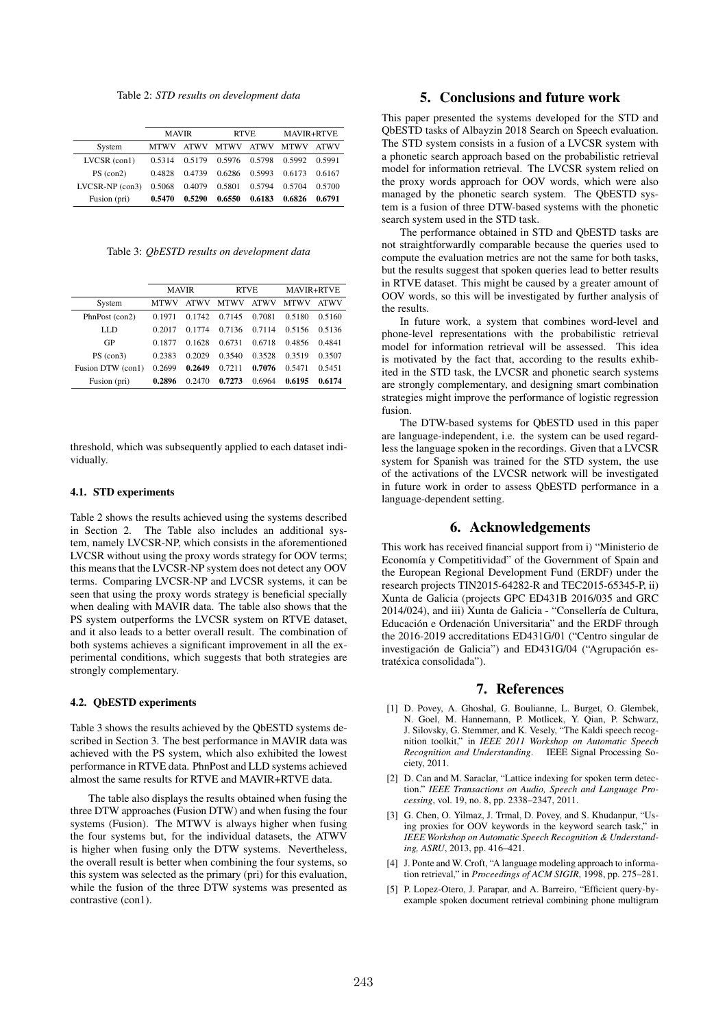Table 2: *STD results on development data*

| | MAVIR | | RTVE | | MAVIR+RTVE | |
|---|---|---|---|---|---|---|
| System | MTWV | ATWV | MTWV | ATWV | MTWV | ATWV |
| LVCSR (con1) | 0.5314 | 0.5179 | 0.5976 | 0.5798 | 0.5992 | 0.5991 |
| PS (con2) | 0.4828 | 0.4739 | 0.6286 | 0.5993 | 0.6173 | 0.6167 |
| LVCSR-NP (con3) | 0.5068 | 0.4079 | 0.5801 | 0.5794 | 0.5704 | 0.5700 |
| Fusion (pri) | **0.5470** | **0.5290** | **0.6550** | **0.6183** | **0.6826** | **0.6791** |

Table 3: *QbESTD results on development data*

| | MAVIR | | RTVE | | MAVIR+RTVE | |
|---|---|---|---|---|---|---|
| System | MTWV | ATWV | MTWV | ATWV | MTWV | ATWV |
| PhnPost (con2) | 0.1971 | 0.1742 | 0.7145 | 0.7081 | 0.5180 | 0.5160 |
| LLD | 0.2017 | 0.1774 | 0.7136 | 0.7114 | 0.5156 | 0.5136 |
| GP | 0.1877 | 0.1628 | 0.6731 | 0.6718 | 0.4856 | 0.4841 |
| PS (con3) | 0.2383 | 0.2029 | 0.3540 | 0.3528 | 0.3519 | 0.3507 |
| Fusion DTW (con1) | 0.2699 | **0.2649** | 0.7211 | **0.7076** | 0.5471 | 0.5451 |
| Fusion (pri) | **0.2896** | 0.2470 | **0.7273** | 0.6964 | **0.6195** | **0.6174** |

threshold, which was subsequently applied to each dataset individually.

### 4.1. STD experiments

Table 2 shows the results achieved using the systems described in Section 2. The Table also includes an additional system, namely LVCSR-NP, which consists in the aforementioned LVCSR without using the proxy words strategy for OOV terms; this means that the LVCSR-NP system does not detect any OOV terms. Comparing LVCSR-NP and LVCSR systems, it can be seen that using the proxy words strategy is beneficial specially when dealing with MAVIR data. The table also shows that the PS system outperforms the LVCSR system on RTVE dataset, and it also leads to a better overall result. The combination of both systems achieves a significant improvement in all the experimental conditions, which suggests that both strategies are strongly complementary.

### 4.2. QbESTD experiments

Table 3 shows the results achieved by the QbESTD systems described in Section 3. The best performance in MAVIR data was achieved with the PS system, which also exhibited the lowest performance in RTVE data. PhnPost and LLD systems achieved almost the same results for RTVE and MAVIR+RTVE data.

The table also displays the results obtained when fusing the three DTW approaches (Fusion DTW) and when fusing the four systems (Fusion). The MTWV is always higher when fusing the four systems but, for the individual datasets, the ATWV is higher when fusing only the DTW systems. Nevertheless, the overall result is better when combining the four systems, so this system was selected as the primary (pri) for this evaluation, while the fusion of the three DTW systems was presented as contrastive (con1).

## 5. Conclusions and future work

This paper presented the systems developed for the STD and QbESTD tasks of Albayzin 2018 Search on Speech evaluation. The STD system consists in a fusion of a LVCSR system with a phonetic search approach based on the probabilistic retrieval model for information retrieval. The LVCSR system relied on the proxy words approach for OOV words, which were also managed by the phonetic search system. The QbESTD system is a fusion of three DTW-based systems with the phonetic search system used in the STD task.

The performance obtained in STD and QbESTD tasks are not straightforwardly comparable because the queries used to compute the evaluation metrics are not the same for both tasks, but the results suggest that spoken queries lead to better results in RTVE dataset. This might be caused by a greater amount of OOV words, so this will be investigated by further analysis of the results.

In future work, a system that combines word-level and phone-level representations with the probabilistic retrieval model for information retrieval will be assessed. This idea is motivated by the fact that, according to the results exhibited in the STD task, the LVCSR and phonetic search systems are strongly complementary, and designing smart combination strategies might improve the performance of logistic regression fusion.

The DTW-based systems for QbESTD used in this paper are language-independent, i.e. the system can be used regardless the language spoken in the recordings. Given that a LVCSR system for Spanish was trained for the STD system, the use of the activations of the LVCSR network will be investigated in future work in order to assess QbESTD performance in a language-dependent setting.

## 6. Acknowledgements

This work has received financial support from i) "Ministerio de Economía y Competitividad" of the Government of Spain and the European Regional Development Fund (ERDF) under the research projects TIN2015-64282-R and TEC2015-65345-P, ii) Xunta de Galicia (projects GPC ED431B 2016/035 and GRC 2014/024), and iii) Xunta de Galicia - "Consellería de Cultura, Educación e Ordenación Universitaria" and the ERDF through the 2016-2019 accreditations ED431G/01 ("Centro singular de investigación de Galicia") and ED431G/04 ("Agrupación estratéxica consolidada").

## 7. References

[1] D. Povey, A. Ghoshal, G. Boulianne, L. Burget, O. Glembek, N. Goel, M. Hannemann, P. Motlicek, Y. Qian, P. Schwarz, J. Silovsky, G. Stemmer, and K. Vesely, "The Kaldi speech recognition toolkit," in *IEEE 2011 Workshop on Automatic Speech Recognition and Understanding*. IEEE Signal Processing Society, 2011.

[2] D. Can and M. Saraclar, "Lattice indexing for spoken term detection." *IEEE Transactions on Audio, Speech and Language Processing*, vol. 19, no. 8, pp. 2338–2347, 2011.

[3] G. Chen, O. Yilmaz, J. Trmal, D. Povey, and S. Khudanpur, "Using proxies for OOV keywords in the keyword search task," in *IEEE Workshop on Automatic Speech Recognition & Understanding, ASRU*, 2013, pp. 416–421.

[4] J. Ponte and W. Croft, "A language modeling approach to information retrieval," in *Proceedings of ACM SIGIR*, 1998, pp. 275–281.

[5] P. Lopez-Otero, J. Parapar, and A. Barreiro, "Efficient query-by-example spoken document retrieval combining phone multigram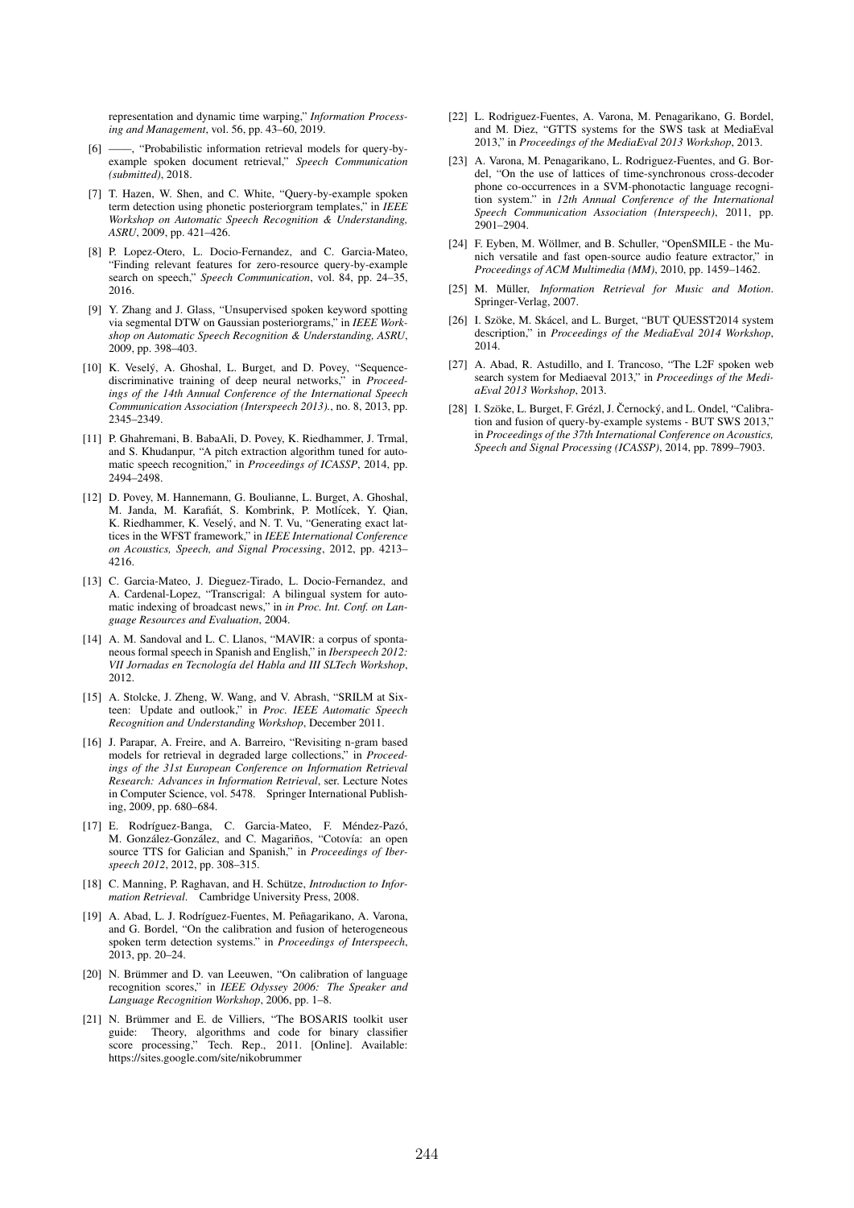representation and dynamic time warping," *Information Processing and Management*, vol. 56, pp. 43–60, 2019.

[6] ——, "Probabilistic information retrieval models for query-by-example spoken document retrieval," *Speech Communication (submitted)*, 2018.

[7] T. Hazen, W. Shen, and C. White, "Query-by-example spoken term detection using phonetic posteriorgram templates," in *IEEE Workshop on Automatic Speech Recognition & Understanding, ASRU*, 2009, pp. 421–426.

[8] P. Lopez-Otero, L. Docio-Fernandez, and C. Garcia-Mateo, "Finding relevant features for zero-resource query-by-example search on speech," *Speech Communication*, vol. 84, pp. 24–35, 2016.

[9] Y. Zhang and J. Glass, "Unsupervised spoken keyword spotting via segmental DTW on Gaussian posteriorgrams," in *IEEE Workshop on Automatic Speech Recognition & Understanding, ASRU*, 2009, pp. 398–403.

[10] K. Veselý, A. Ghoshal, L. Burget, and D. Povey, "Sequence-discriminative training of deep neural networks," in *Proceedings of the 14th Annual Conference of the International Speech Communication Association (Interspeech 2013).*, no. 8, 2013, pp. 2345–2349.

[11] P. Ghahremani, B. BabaAli, D. Povey, K. Riedhammer, J. Trmal, and S. Khudanpur, "A pitch extraction algorithm tuned for automatic speech recognition," in *Proceedings of ICASSP*, 2014, pp. 2494–2498.

[12] D. Povey, M. Hannemann, G. Boulianne, L. Burget, A. Ghoshal, M. Janda, M. Karafiát, S. Kombrink, P. Motlícek, Y. Qian, K. Riedhammer, K. Veselý, and N. T. Vu, "Generating exact lattices in the WFST framework," in *IEEE International Conference on Acoustics, Speech, and Signal Processing*, 2012, pp. 4213–4216.

[13] C. Garcia-Mateo, J. Dieguez-Tirado, L. Docio-Fernandez, and A. Cardenal-Lopez, "Transcrigal: A bilingual system for automatic indexing of broadcast news," in *in Proc. Int. Conf. on Language Resources and Evaluation*, 2004.

[14] A. M. Sandoval and L. C. Llanos, "MAVIR: a corpus of spontaneous formal speech in Spanish and English," in *Iberspeech 2012: VII Jornadas en Tecnología del Habla and III SLTech Workshop*, 2012.

[15] A. Stolcke, J. Zheng, W. Wang, and V. Abrash, "SRILM at Sixteen: Update and outlook," in *Proc. IEEE Automatic Speech Recognition and Understanding Workshop*, December 2011.

[16] J. Parapar, A. Freire, and A. Barreiro, "Revisiting n-gram based models for retrieval in degraded large collections," in *Proceedings of the 31st European Conference on Information Retrieval Research: Advances in Information Retrieval*, ser. Lecture Notes in Computer Science, vol. 5478. Springer International Publishing, 2009, pp. 680–684.

[17] E. Rodríguez-Banga, C. Garcia-Mateo, F. Méndez-Pazó, M. González-González, and C. Magariños, "Cotovía: an open source TTS for Galician and Spanish," in *Proceedings of Iberspeech 2012*, 2012, pp. 308–315.

[18] C. Manning, P. Raghavan, and H. Schütze, *Introduction to Information Retrieval*. Cambridge University Press, 2008.

[19] A. Abad, L. J. Rodríguez-Fuentes, M. Peñagarikano, A. Varona, and G. Bordel, "On the calibration and fusion of heterogeneous spoken term detection systems." in *Proceedings of Interspeech*, 2013, pp. 20–24.

[20] N. Brümmer and D. van Leeuwen, "On calibration of language recognition scores," in *IEEE Odyssey 2006: The Speaker and Language Recognition Workshop*, 2006, pp. 1–8.

[21] N. Brümmer and E. de Villiers, "The BOSARIS toolkit user guide: Theory, algorithms and code for binary classifier score processing," Tech. Rep., 2011. [Online]. Available: https://sites.google.com/site/nikobrummer

[22] L. Rodriguez-Fuentes, A. Varona, M. Penagarikano, G. Bordel, and M. Diez, "GTTS systems for the SWS task at MediaEval 2013," in *Proceedings of the MediaEval 2013 Workshop*, 2013.

[23] A. Varona, M. Penagarikano, L. Rodriguez-Fuentes, and G. Bordel, "On the use of lattices of time-synchronous cross-decoder phone co-occurrences in a SVM-phonotactic language recognition system." in *12th Annual Conference of the International Speech Communication Association (Interspeech)*, 2011, pp. 2901–2904.

[24] F. Eyben, M. Wöllmer, and B. Schuller, "OpenSMILE - the Munich versatile and fast open-source audio feature extractor," in *Proceedings of ACM Multimedia (MM)*, 2010, pp. 1459–1462.

[25] M. Müller, *Information Retrieval for Music and Motion*. Springer-Verlag, 2007.

[26] I. Szöke, M. Skácel, and L. Burget, "BUT QUESST2014 system description," in *Proceedings of the MediaEval 2014 Workshop*, 2014.

[27] A. Abad, R. Astudillo, and I. Trancoso, "The L2F spoken web search system for Mediaeval 2013," in *Proceedings of the MediaEval 2013 Workshop*, 2013.

[28] I. Szöke, L. Burget, F. Grézl, J. Černocký, and L. Ondel, "Calibration and fusion of query-by-example systems - BUT SWS 2013," in *Proceedings of the 37th International Conference on Acoustics, Speech and Signal Processing (ICASSP)*, 2014, pp. 7899–7903.